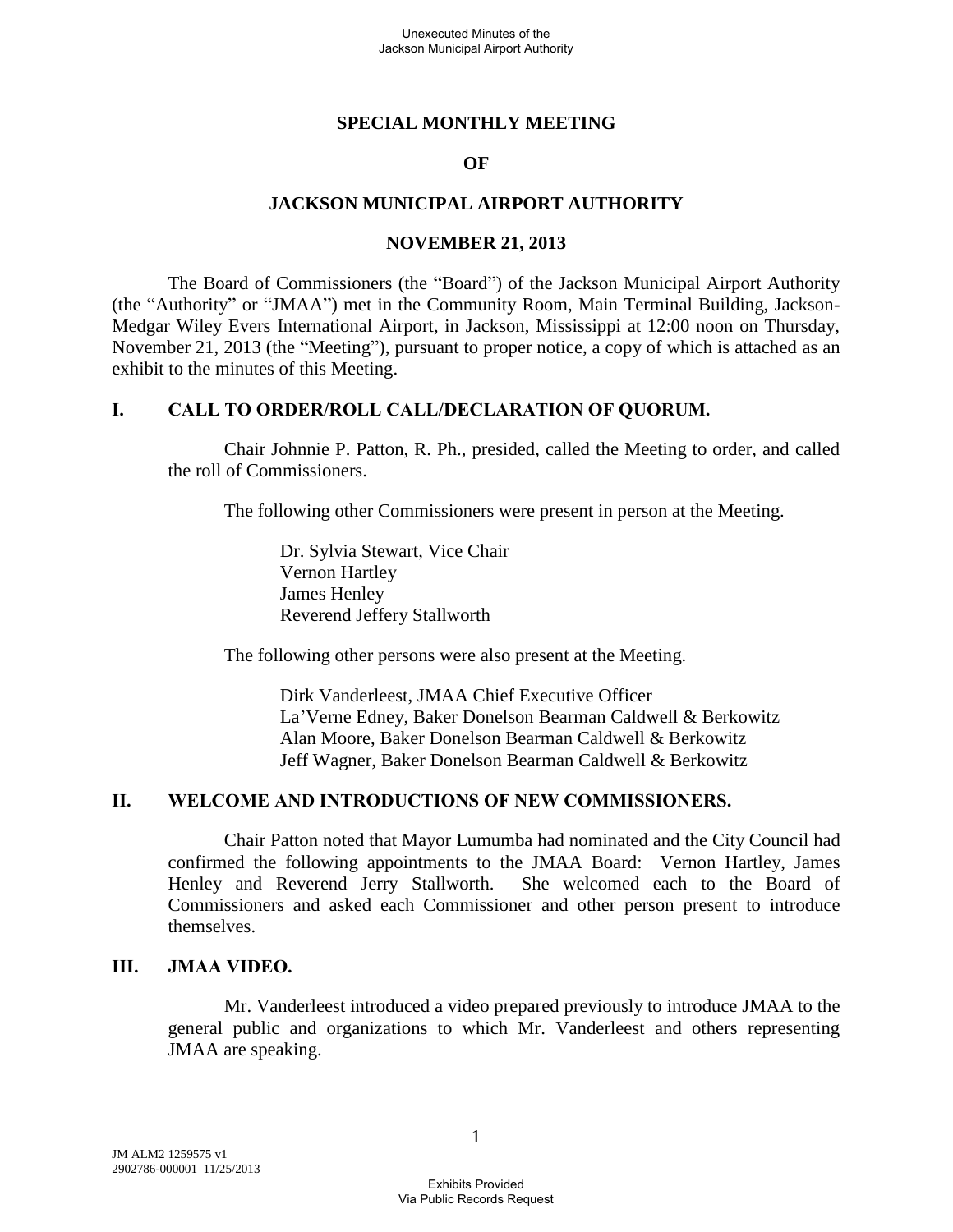# SPECIAL MONTHLY MEETING

# OF

# JACKSON MUNICIPAL AIRPORT AUTHORITY

# NOVEMBER 21, 2013

The Board of Commissioners (the "Board") of the Jackson Municipal Airport Authority (the "Authority" or "JMAA") met in the Community Room, Main Terminal Building, Jackson-Medgar Wiley Evers International Airport, in Jackson, Mississippi at 12:00 noon on Thursday, November 21, 2013 (the "Meeting"), pursuant to proper notice, a copy of which is attached as an exhibit to the minutes of this Meeting.

## I. CALL TO ORDER/ROLL CALL/DECLARATION OF QUORUM.

Chair Johnnie P. Patton, R. Ph., presided, called the Meeting to order, and called the roll of Commissioners.

The following other Commissioners were present in person at the Meeting.

Dr. Sylvia Stewart, Vice Chair
Vernon Hartley
James Henley
Reverend Jeffery Stallworth

The following other persons were also present at the Meeting.

Dirk Vanderleest, JMAA Chief Executive Officer
La'Verne Edney, Baker Donelson Bearman Caldwell & Berkowitz
Alan Moore, Baker Donelson Bearman Caldwell & Berkowitz
Jeff Wagner, Baker Donelson Bearman Caldwell & Berkowitz

## II. WELCOME AND INTRODUCTIONS OF NEW COMMISSIONERS.

Chair Patton noted that Mayor Lumumba had nominated and the City Council had confirmed the following appointments to the JMAA Board: Vernon Hartley, James Henley and Reverend Jerry Stallworth. She welcomed each to the Board of Commissioners and asked each Commissioner and other person present to introduce themselves.

## III. JMAA VIDEO.

Mr. Vanderleest introduced a video prepared previously to introduce JMAA to the general public and organizations to which Mr. Vanderleest and others representing JMAA are speaking.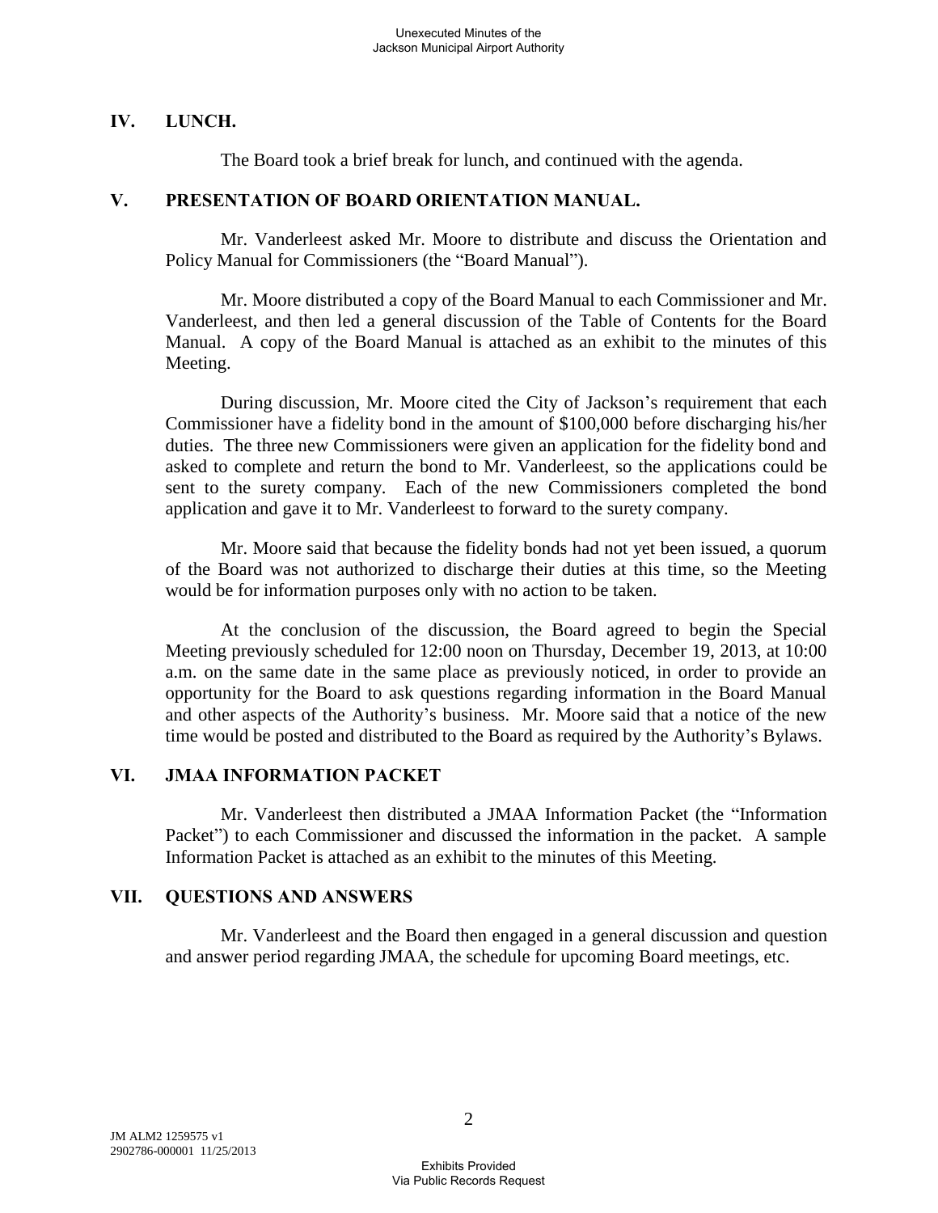## IV. LUNCH.

The Board took a brief break for lunch, and continued with the agenda.

## V. PRESENTATION OF BOARD ORIENTATION MANUAL.

Mr. Vanderleest asked Mr. Moore to distribute and discuss the Orientation and Policy Manual for Commissioners (the "Board Manual").

Mr. Moore distributed a copy of the Board Manual to each Commissioner and Mr. Vanderleest, and then led a general discussion of the Table of Contents for the Board Manual. A copy of the Board Manual is attached as an exhibit to the minutes of this Meeting.

During discussion, Mr. Moore cited the City of Jackson's requirement that each Commissioner have a fidelity bond in the amount of $100,000 before discharging his/her duties. The three new Commissioners were given an application for the fidelity bond and asked to complete and return the bond to Mr. Vanderleest, so the applications could be sent to the surety company. Each of the new Commissioners completed the bond application and gave it to Mr. Vanderleest to forward to the surety company.

Mr. Moore said that because the fidelity bonds had not yet been issued, a quorum of the Board was not authorized to discharge their duties at this time, so the Meeting would be for information purposes only with no action to be taken.

At the conclusion of the discussion, the Board agreed to begin the Special Meeting previously scheduled for 12:00 noon on Thursday, December 19, 2013, at 10:00 a.m. on the same date in the same place as previously noticed, in order to provide an opportunity for the Board to ask questions regarding information in the Board Manual and other aspects of the Authority's business. Mr. Moore said that a notice of the new time would be posted and distributed to the Board as required by the Authority's Bylaws.

## VI. JMAA INFORMATION PACKET

Mr. Vanderleest then distributed a JMAA Information Packet (the "Information Packet") to each Commissioner and discussed the information in the packet. A sample Information Packet is attached as an exhibit to the minutes of this Meeting.

## VII. QUESTIONS AND ANSWERS

Mr. Vanderleest and the Board then engaged in a general discussion and question and answer period regarding JMAA, the schedule for upcoming Board meetings, etc.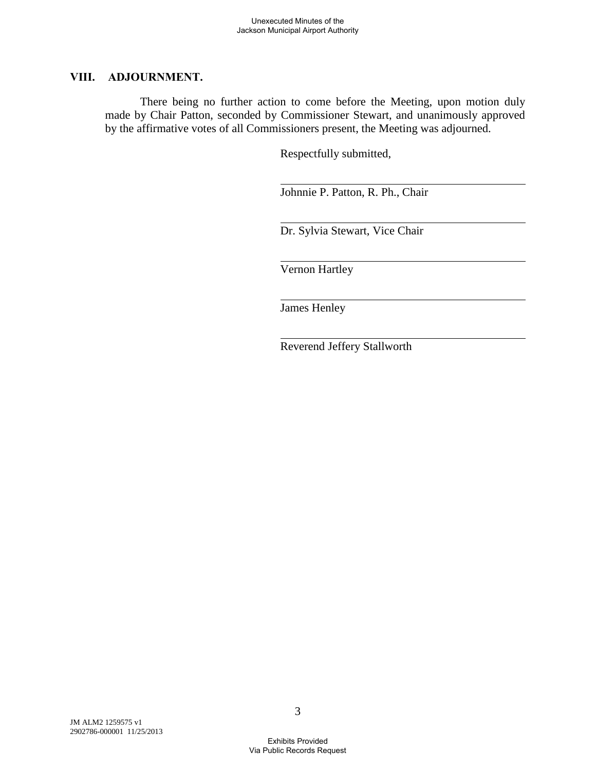## VIII. ADJOURNMENT.

There being no further action to come before the Meeting, upon motion duly made by Chair Patton, seconded by Commissioner Stewart, and unanimously approved by the affirmative votes of all Commissioners present, the Meeting was adjourned.

Respectfully submitted,

\_\_\_\_\_\_\_\_\_\_\_\_\_\_\_\_\_\_\_\_\_\_\_\_\_\_\_\_\_\_\_\_\_\_\_\_\_\_\_\_

Johnnie P. Patton, R. Ph., Chair

\_\_\_\_\_\_\_\_\_\_\_\_\_\_\_\_\_\_\_\_\_\_\_\_\_\_\_\_\_\_\_\_\_\_\_\_\_\_\_\_

Dr. Sylvia Stewart, Vice Chair

\_\_\_\_\_\_\_\_\_\_\_\_\_\_\_\_\_\_\_\_\_\_\_\_\_\_\_\_\_\_\_\_\_\_\_\_\_\_\_\_

Vernon Hartley

\_\_\_\_\_\_\_\_\_\_\_\_\_\_\_\_\_\_\_\_\_\_\_\_\_\_\_\_\_\_\_\_\_\_\_\_\_\_\_\_

James Henley

\_\_\_\_\_\_\_\_\_\_\_\_\_\_\_\_\_\_\_\_\_\_\_\_\_\_\_\_\_\_\_\_\_\_\_\_\_\_\_\_

Reverend Jeffery Stallworth

JM ALM2 1259575 v1
2902786-000001 11/25/2013